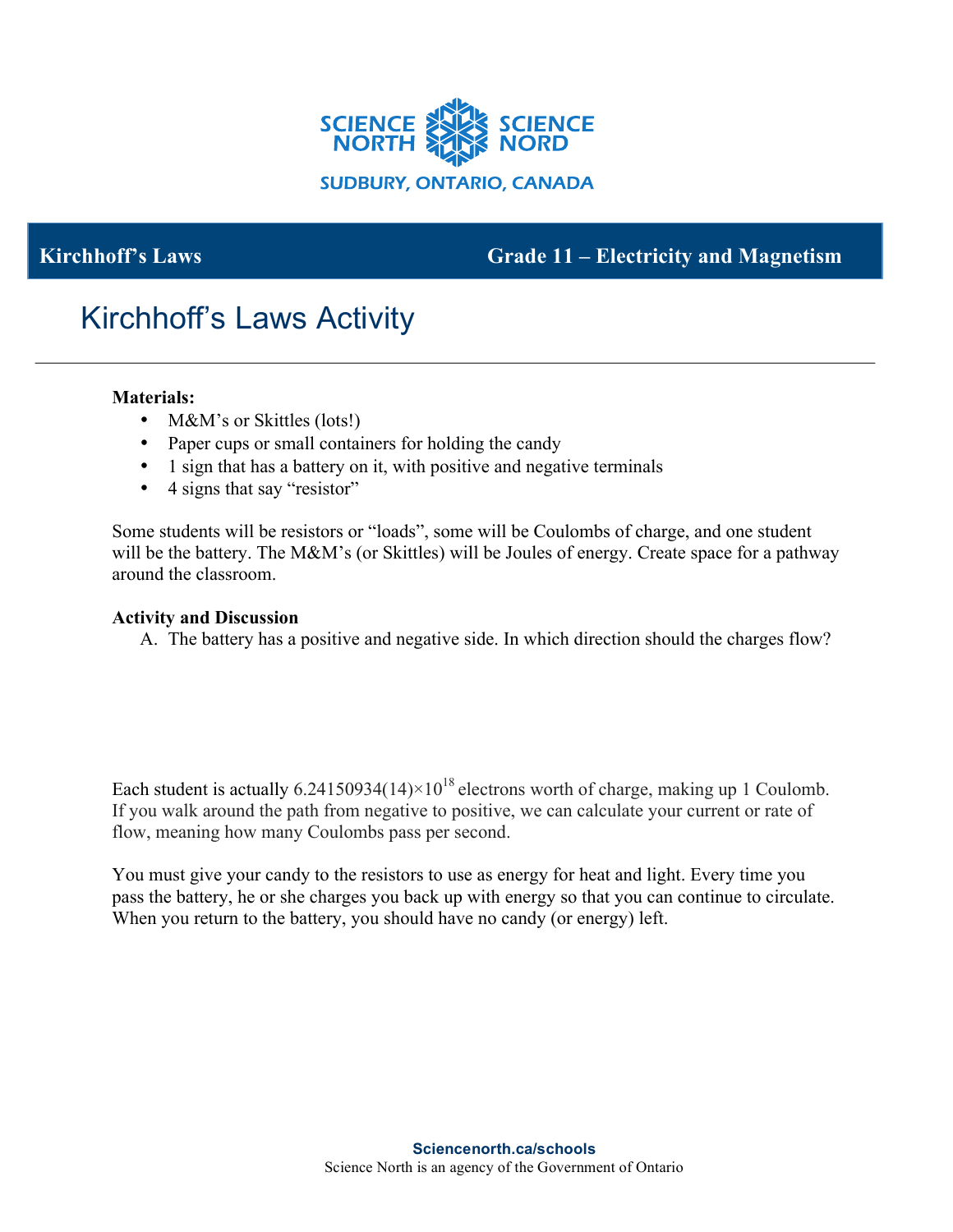Kirchhoff's Laws — Grade 11 – Electricity and Magnetism

# Kirchhoff's Laws Activity

**Materials:**

- M&M's or Skittles (lots!)
- Paper cups or small containers for holding the candy
- 1 sign that has a battery on it, with positive and negative terminals
- 4 signs that say "resistor"

Some students will be resistors or "loads", some will be Coulombs of charge, and one student will be the battery. The M&M's (or Skittles) will be Joules of energy. Create space for a pathway around the classroom.

**Activity and Discussion**

A. The battery has a positive and negative side. In which direction should the charges flow?

Each student is actually $6.24150934(14) \times 10^{18}$ electrons worth of charge, making up 1 Coulomb. If you walk around the path from negative to positive, we can calculate your current or rate of flow, meaning how many Coulombs pass per second.

You must give your candy to the resistors to use as energy for heat and light. Every time you pass the battery, he or she charges you back up with energy so that you can continue to circulate. When you return to the battery, you should have no candy (or energy) left.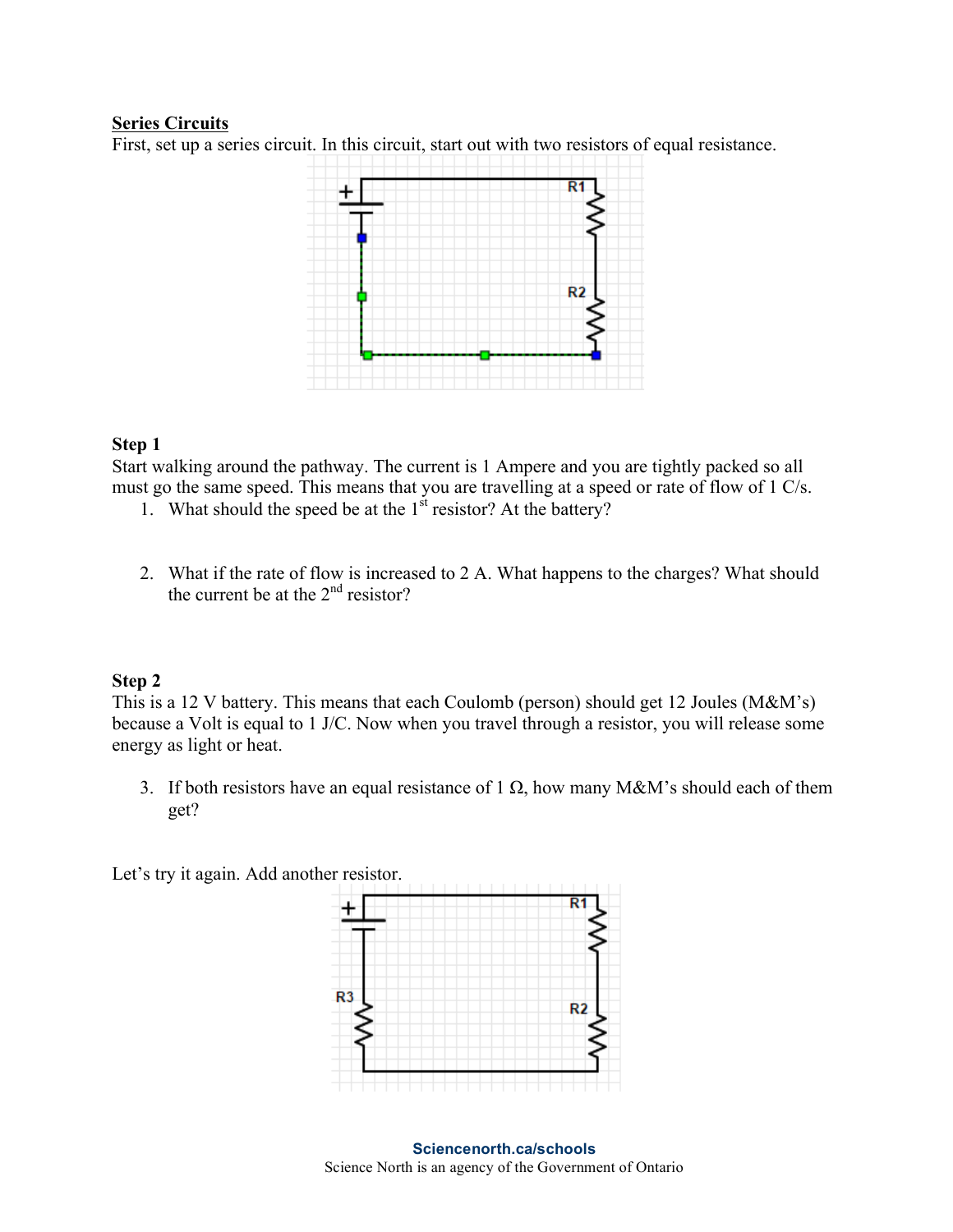**Series Circuits**

First, set up a series circuit. In this circuit, start out with two resistors of equal resistance.

### Step 1

Start walking around the pathway. The current is 1 Ampere and you are tightly packed so all must go the same speed. This means that you are travelling at a speed or rate of flow of 1 C/s.

1. What should the speed be at the 1st resistor? At the battery?

2. What if the rate of flow is increased to 2 A. What happens to the charges? What should the current be at the 2nd resistor?

### Step 2

This is a 12 V battery. This means that each Coulomb (person) should get 12 Joules (M&M's) because a Volt is equal to 1 J/C. Now when you travel through a resistor, you will release some energy as light or heat.

3. If both resistors have an equal resistance of 1 Ω, how many M&M's should each of them get?

Let's try it again. Add another resistor.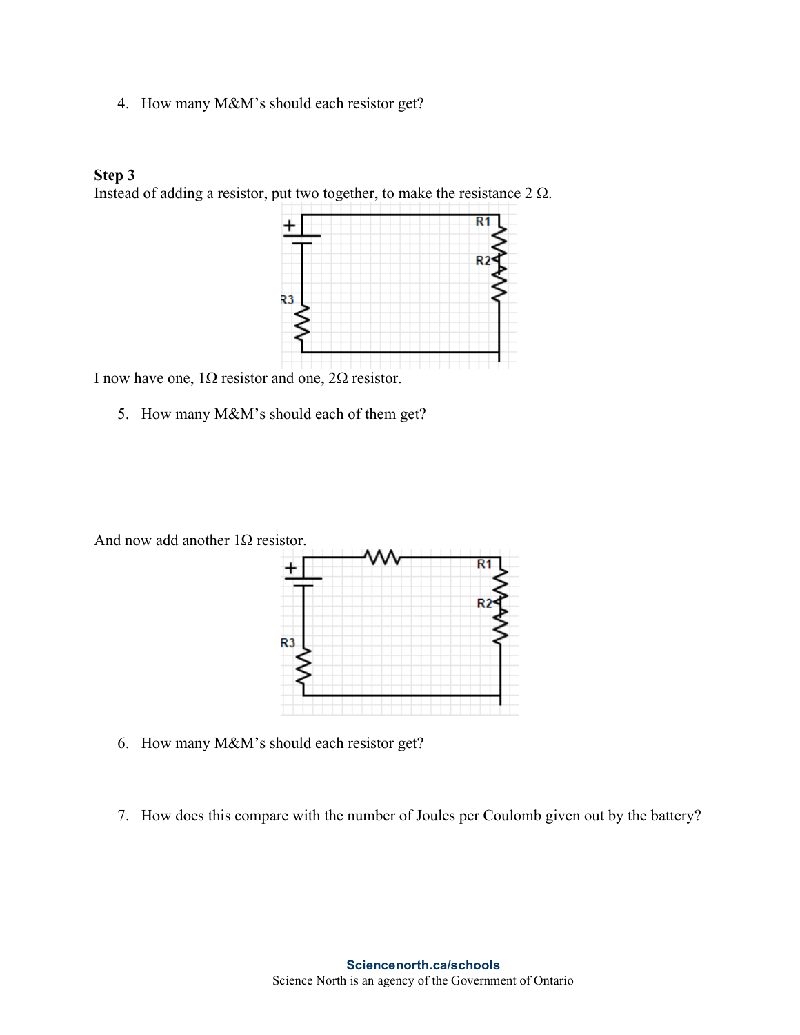4. How many M&M's should each resistor get?

**Step 3**

Instead of adding a resistor, put two together, to make the resistance 2 Ω.

I now have one, 1Ω resistor and one, 2Ω resistor.

5. How many M&M's should each of them get?

And now add another 1Ω resistor.

6. How many M&M's should each resistor get?

7. How does this compare with the number of Joules per Coulomb given out by the battery?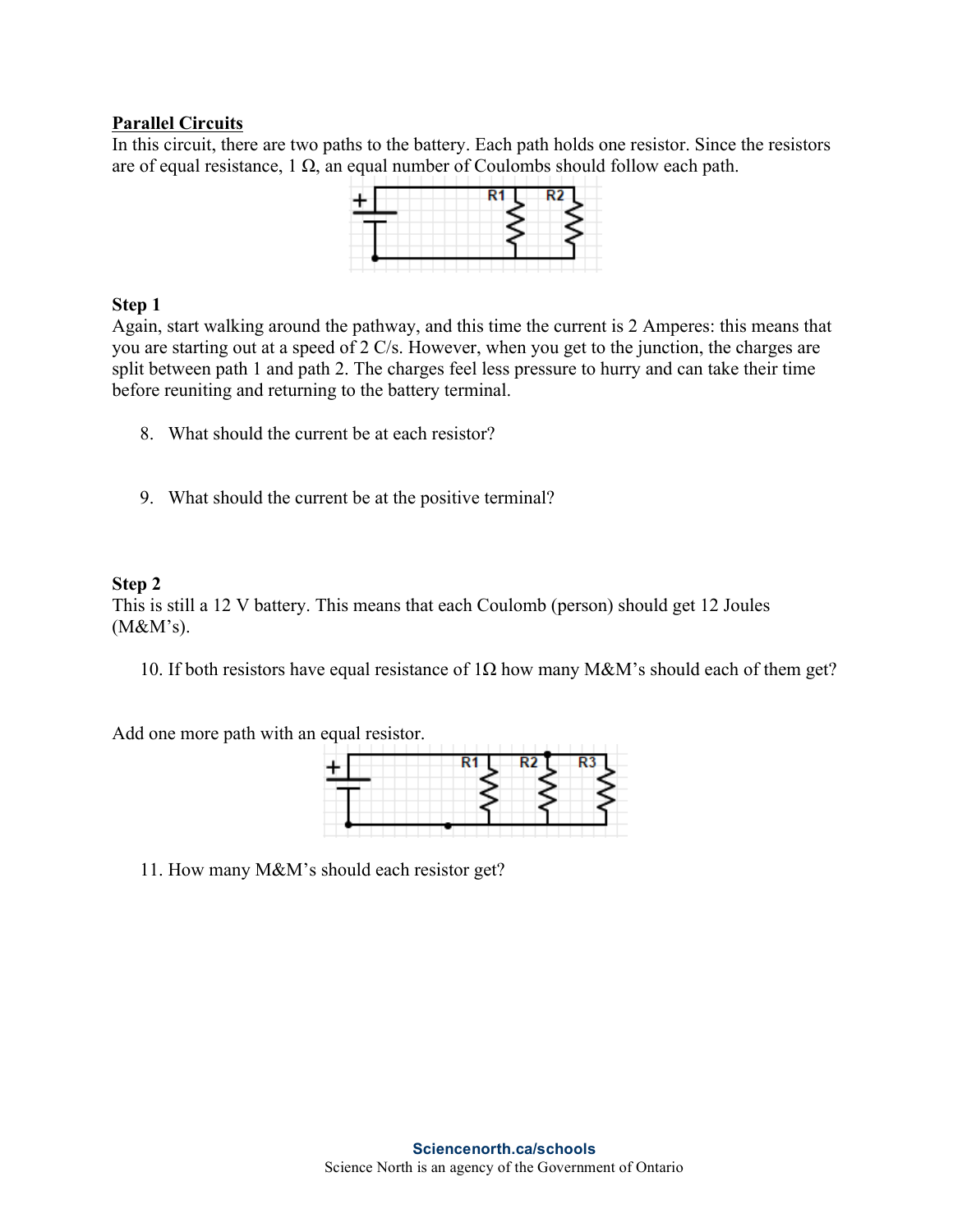**Parallel Circuits**

In this circuit, there are two paths to the battery. Each path holds one resistor. Since the resistors are of equal resistance, 1 Ω, an equal number of Coulombs should follow each path.

**Step 1**

Again, start walking around the pathway, and this time the current is 2 Amperes: this means that you are starting out at a speed of 2 C/s. However, when you get to the junction, the charges are split between path 1 and path 2. The charges feel less pressure to hurry and can take their time before reuniting and returning to the battery terminal.

8. What should the current be at each resistor?

9. What should the current be at the positive terminal?

**Step 2**

This is still a 12 V battery. This means that each Coulomb (person) should get 12 Joules (M&M's).

10. If both resistors have equal resistance of 1Ω how many M&M's should each of them get?

Add one more path with an equal resistor.

11. How many M&M's should each resistor get?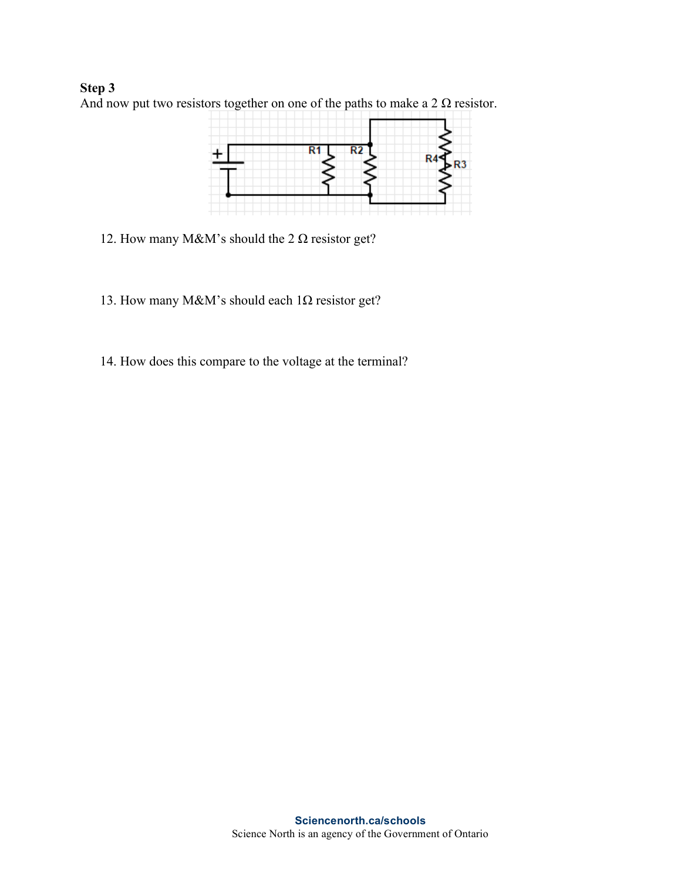**Step 3**
And now put two resistors together on one of the paths to make a 2 Ω resistor.

R1
R2
R4
R3

12. How many M&M's should the 2 Ω resistor get?

13. How many M&M's should each 1Ω resistor get?

14. How does this compare to the voltage at the terminal?